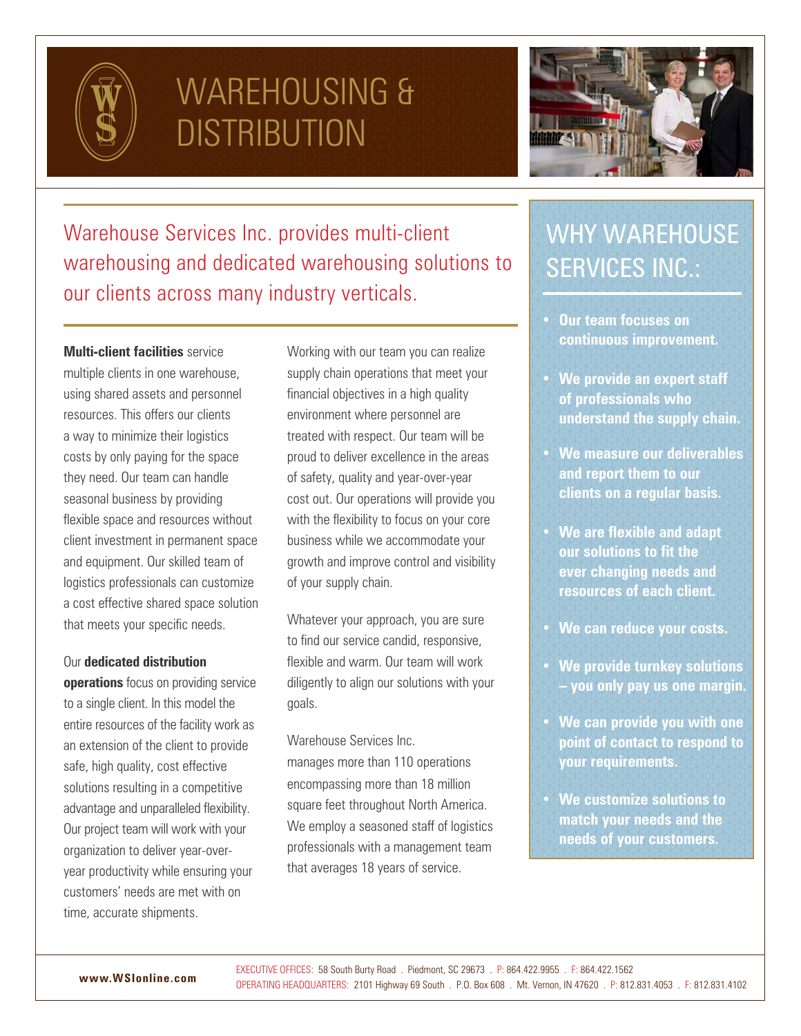# WAREHOUSING & DISTRIBUTION

## Warehouse Services Inc. provides multi-client warehousing and dedicated warehousing solutions to our clients across many industry verticals.

**Multi-client facilities** service multiple clients in one warehouse, using shared assets and personnel resources. This offers our clients a way to minimize their logistics costs by only paying for the space they need. Our team can handle seasonal business by providing flexible space and resources without client investment in permanent space and equipment. Our skilled team of logistics professionals can customize a cost effective shared space solution that meets your specific needs.

Our **dedicated distribution operations** focus on providing service to a single client. In this model the entire resources of the facility work as an extension of the client to provide safe, high quality, cost effective solutions resulting in a competitive advantage and unparalleled flexibility. Our project team will work with your organization to deliver year-over-year productivity while ensuring your customers' needs are met with on time, accurate shipments.

Working with our team you can realize supply chain operations that meet your financial objectives in a high quality environment where personnel are treated with respect. Our team will be proud to deliver excellence in the areas of safety, quality and year-over-year cost out. Our operations will provide you with the flexibility to focus on your core business while we accommodate your growth and improve control and visibility of your supply chain.

Whatever your approach, you are sure to find our service candid, responsive, flexible and warm. Our team will work diligently to align our solutions with your goals.

Warehouse Services Inc. manages more than 110 operations encompassing more than 18 million square feet throughout North America. We employ a seasoned staff of logistics professionals with a management team that averages 18 years of service.

## WHY WAREHOUSE SERVICES INC.:

- **Our team focuses on continuous improvement.**
- **We provide an expert staff of professionals who understand the supply chain.**
- **We measure our deliverables and report them to our clients on a regular basis.**
- **We are flexible and adapt our solutions to fit the ever changing needs and resources of each client.**
- **We can reduce your costs.**
- **We provide turnkey solutions – you only pay us one margin.**
- **We can provide you with one point of contact to respond to your requirements.**
- **We customize solutions to match your needs and the needs of your customers.**

**www.WSIonline.com**

EXECUTIVE OFFICES: 58 South Burty Road . Piedmont, SC 29673 . P: 864.422.9955 . F: 864.422.1562
OPERATING HEADQUARTERS: 2101 Highway 69 South . P.O. Box 608 . Mt. Vernon, IN 47620 . P: 812.831.4053 . F: 812.831.4102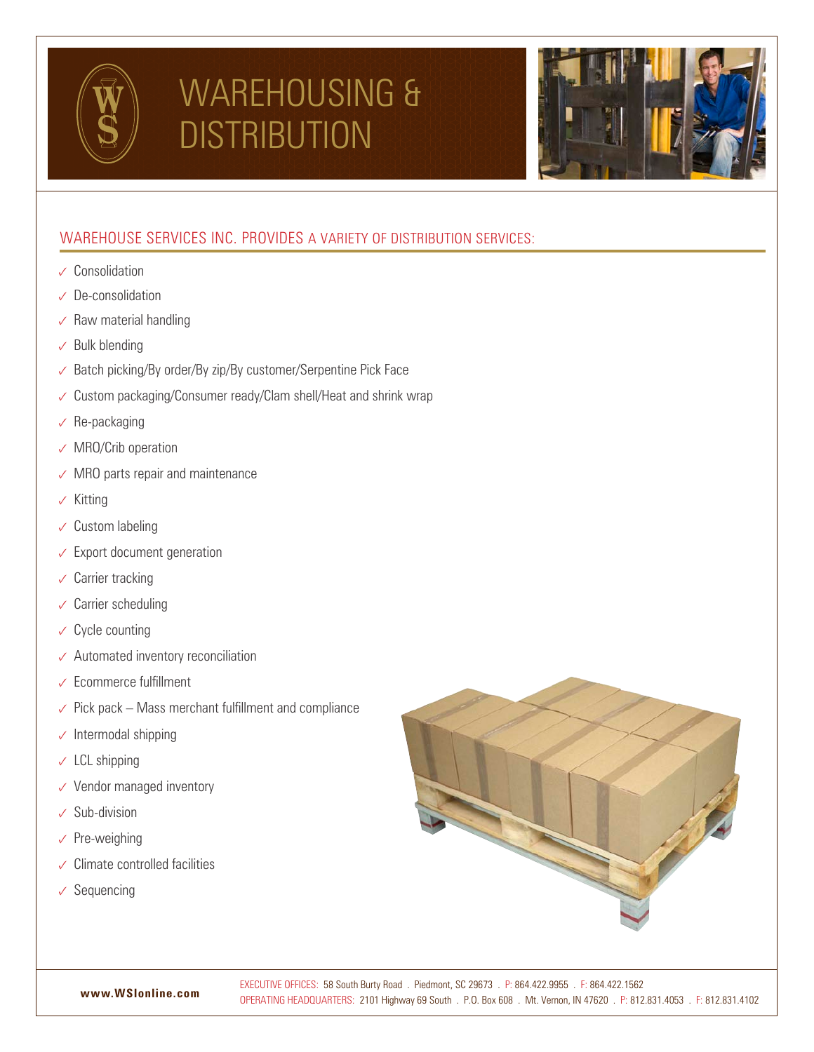# WAREHOUSING & DISTRIBUTION

## WAREHOUSE SERVICES INC. PROVIDES A VARIETY OF DISTRIBUTION SERVICES:

- ✓ Consolidation
- ✓ De-consolidation
- ✓ Raw material handling
- ✓ Bulk blending
- ✓ Batch picking/By order/By zip/By customer/Serpentine Pick Face
- ✓ Custom packaging/Consumer ready/Clam shell/Heat and shrink wrap
- ✓ Re-packaging
- ✓ MRO/Crib operation
- ✓ MRO parts repair and maintenance
- ✓ Kitting
- ✓ Custom labeling
- ✓ Export document generation
- ✓ Carrier tracking
- ✓ Carrier scheduling
- ✓ Cycle counting
- ✓ Automated inventory reconciliation
- ✓ Ecommerce fulfillment
- ✓ Pick pack – Mass merchant fulfillment and compliance
- ✓ Intermodal shipping
- ✓ LCL shipping
- ✓ Vendor managed inventory
- ✓ Sub-division
- ✓ Pre-weighing
- ✓ Climate controlled facilities
- ✓ Sequencing

**www.WSIonline.com**

EXECUTIVE OFFICES: 58 South Burty Road . Piedmont, SC 29673 . P: 864.422.9955 . F: 864.422.1562
OPERATING HEADQUARTERS: 2101 Highway 69 South . P.O. Box 608 . Mt. Vernon, IN 47620 . P: 812.831.4053 . F: 812.831.4102